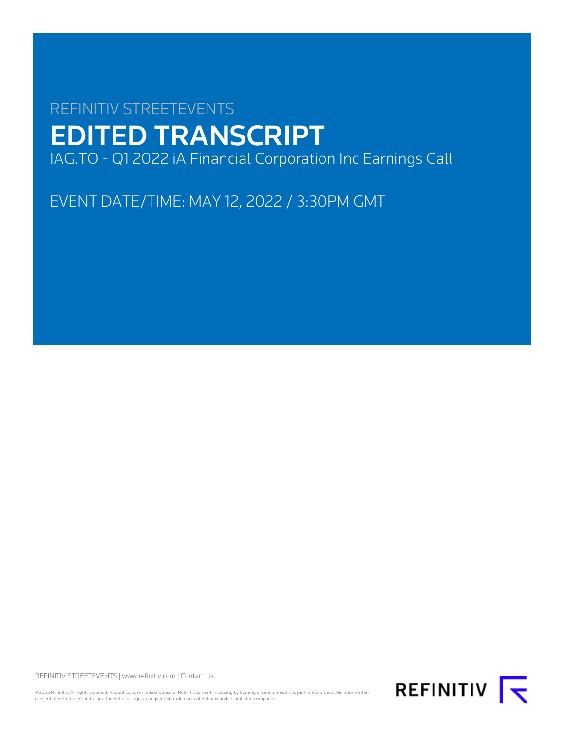REFINITIV STREETEVENTS

# EDITED TRANSCRIPT

IAG.TO - Q1 2022 iA Financial Corporation Inc Earnings Call

EVENT DATE/TIME: MAY 12, 2022 / 3:30PM GMT

REFINITIV STREETEVENTS | www.refinitiv.com | Contact Us

©2022 Refinitiv. All rights reserved. Republication or redistribution of Refinitiv content, including by framing or similar means, is prohibited without the prior written consent of Refinitiv. 'Refinitiv' and the Refinitiv logo are registered trademarks of Refinitiv and its affiliated companies.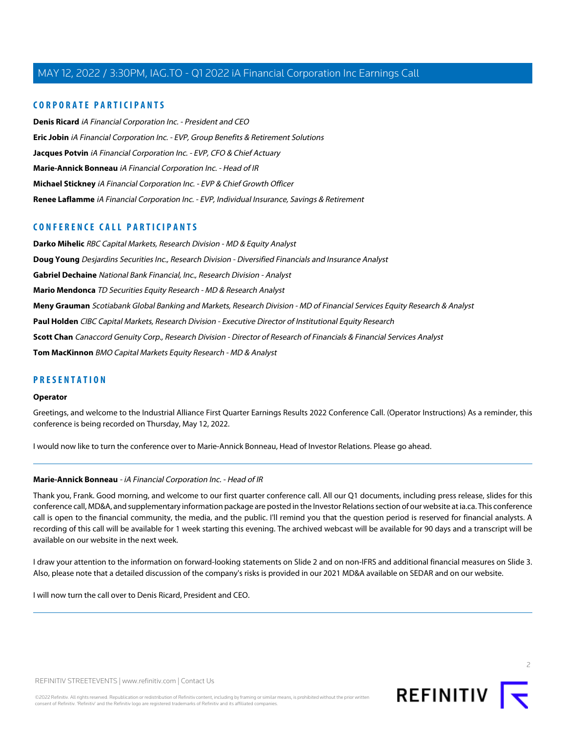## CORPORATE PARTICIPANTS

**Denis Ricard** *iA Financial Corporation Inc. - President and CEO*

**Eric Jobin** *iA Financial Corporation Inc. - EVP, Group Benefits & Retirement Solutions*

**Jacques Potvin** *iA Financial Corporation Inc. - EVP, CFO & Chief Actuary*

**Marie-Annick Bonneau** *iA Financial Corporation Inc. - Head of IR*

**Michael Stickney** *iA Financial Corporation Inc. - EVP & Chief Growth Officer*

**Renee Laflamme** *iA Financial Corporation Inc. - EVP, Individual Insurance, Savings & Retirement*

## CONFERENCE CALL PARTICIPANTS

**Darko Mihelic** *RBC Capital Markets, Research Division - MD & Equity Analyst*

**Doug Young** *Desjardins Securities Inc., Research Division - Diversified Financials and Insurance Analyst*

**Gabriel Dechaine** *National Bank Financial, Inc., Research Division - Analyst*

**Mario Mendonca** *TD Securities Equity Research - MD & Research Analyst*

**Meny Grauman** *Scotiabank Global Banking and Markets, Research Division - MD of Financial Services Equity Research & Analyst*

**Paul Holden** *CIBC Capital Markets, Research Division - Executive Director of Institutional Equity Research*

**Scott Chan** *Canaccord Genuity Corp., Research Division - Director of Research of Financials & Financial Services Analyst*

**Tom MacKinnon** *BMO Capital Markets Equity Research - MD & Analyst*

## PRESENTATION

**Operator**

Greetings, and welcome to the Industrial Alliance First Quarter Earnings Results 2022 Conference Call. (Operator Instructions) As a reminder, this conference is being recorded on Thursday, May 12, 2022.

I would now like to turn the conference over to Marie-Annick Bonneau, Head of Investor Relations. Please go ahead.

---

**Marie-Annick Bonneau** - *iA Financial Corporation Inc. - Head of IR*

Thank you, Frank. Good morning, and welcome to our first quarter conference call. All our Q1 documents, including press release, slides for this conference call, MD&A, and supplementary information package are posted in the Investor Relations section of our website at ia.ca. This conference call is open to the financial community, the media, and the public. I'll remind you that the question period is reserved for financial analysts. A recording of this call will be available for 1 week starting this evening. The archived webcast will be available for 90 days and a transcript will be available on our website in the next week.

I draw your attention to the information on forward-looking statements on Slide 2 and on non-IFRS and additional financial measures on Slide 3. Also, please note that a detailed discussion of the company's risks is provided in our 2021 MD&A available on SEDAR and on our website.

I will now turn the call over to Denis Ricard, President and CEO.

---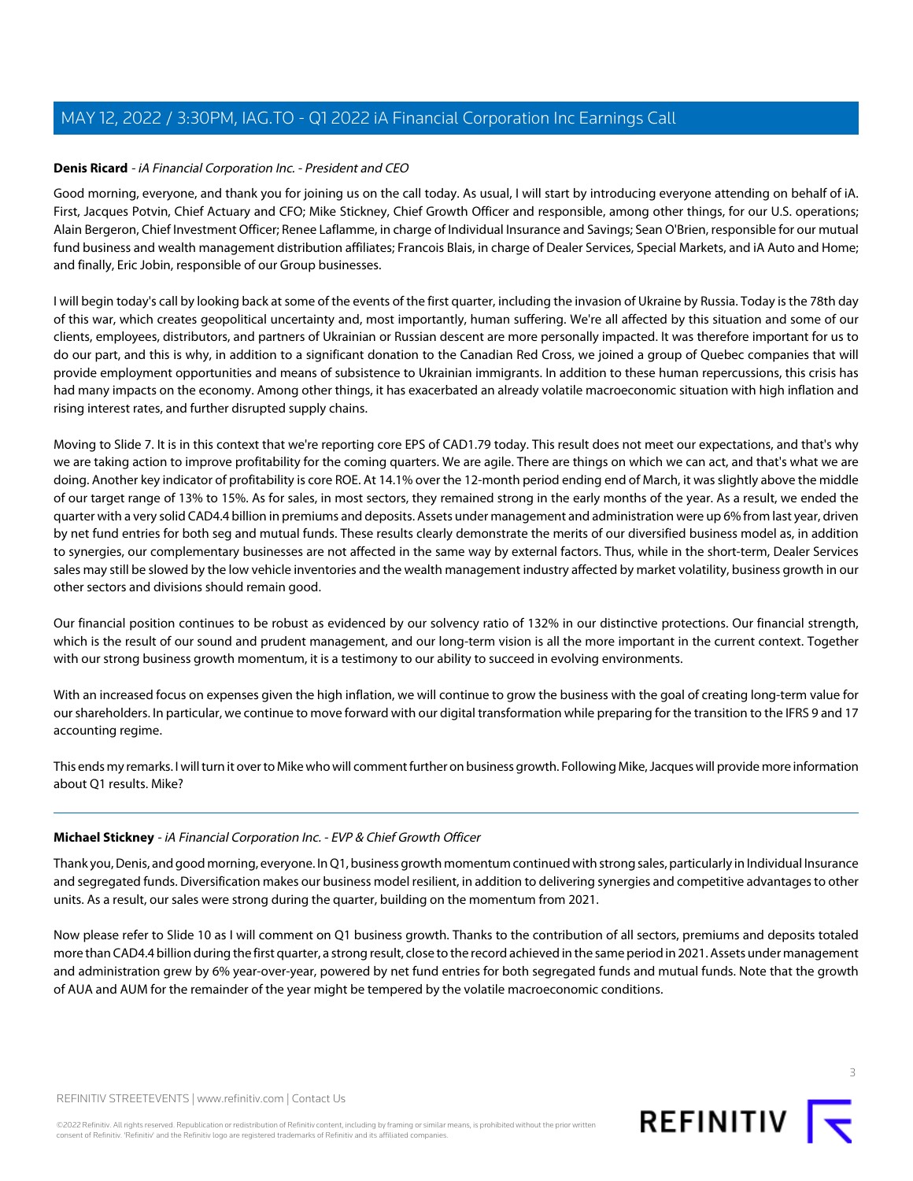**Denis Ricard** - *iA Financial Corporation Inc. - President and CEO*

Good morning, everyone, and thank you for joining us on the call today. As usual, I will start by introducing everyone attending on behalf of iA. First, Jacques Potvin, Chief Actuary and CFO; Mike Stickney, Chief Growth Officer and responsible, among other things, for our U.S. operations; Alain Bergeron, Chief Investment Officer; Renee Laflamme, in charge of Individual Insurance and Savings; Sean O'Brien, responsible for our mutual fund business and wealth management distribution affiliates; Francois Blais, in charge of Dealer Services, Special Markets, and iA Auto and Home; and finally, Eric Jobin, responsible of our Group businesses.

I will begin today's call by looking back at some of the events of the first quarter, including the invasion of Ukraine by Russia. Today is the 78th day of this war, which creates geopolitical uncertainty and, most importantly, human suffering. We're all affected by this situation and some of our clients, employees, distributors, and partners of Ukrainian or Russian descent are more personally impacted. It was therefore important for us to do our part, and this is why, in addition to a significant donation to the Canadian Red Cross, we joined a group of Quebec companies that will provide employment opportunities and means of subsistence to Ukrainian immigrants. In addition to these human repercussions, this crisis has had many impacts on the economy. Among other things, it has exacerbated an already volatile macroeconomic situation with high inflation and rising interest rates, and further disrupted supply chains.

Moving to Slide 7. It is in this context that we're reporting core EPS of CAD1.79 today. This result does not meet our expectations, and that's why we are taking action to improve profitability for the coming quarters. We are agile. There are things on which we can act, and that's what we are doing. Another key indicator of profitability is core ROE. At 14.1% over the 12-month period ending end of March, it was slightly above the middle of our target range of 13% to 15%. As for sales, in most sectors, they remained strong in the early months of the year. As a result, we ended the quarter with a very solid CAD4.4 billion in premiums and deposits. Assets under management and administration were up 6% from last year, driven by net fund entries for both seg and mutual funds. These results clearly demonstrate the merits of our diversified business model as, in addition to synergies, our complementary businesses are not affected in the same way by external factors. Thus, while in the short-term, Dealer Services sales may still be slowed by the low vehicle inventories and the wealth management industry affected by market volatility, business growth in our other sectors and divisions should remain good.

Our financial position continues to be robust as evidenced by our solvency ratio of 132% in our distinctive protections. Our financial strength, which is the result of our sound and prudent management, and our long-term vision is all the more important in the current context. Together with our strong business growth momentum, it is a testimony to our ability to succeed in evolving environments.

With an increased focus on expenses given the high inflation, we will continue to grow the business with the goal of creating long-term value for our shareholders. In particular, we continue to move forward with our digital transformation while preparing for the transition to the IFRS 9 and 17 accounting regime.

This ends my remarks. I will turn it over to Mike who will comment further on business growth. Following Mike, Jacques will provide more information about Q1 results. Mike?

---

**Michael Stickney** - *iA Financial Corporation Inc. - EVP & Chief Growth Officer*

Thank you, Denis, and good morning, everyone. In Q1, business growth momentum continued with strong sales, particularly in Individual Insurance and segregated funds. Diversification makes our business model resilient, in addition to delivering synergies and competitive advantages to other units. As a result, our sales were strong during the quarter, building on the momentum from 2021.

Now please refer to Slide 10 as I will comment on Q1 business growth. Thanks to the contribution of all sectors, premiums and deposits totaled more than CAD4.4 billion during the first quarter, a strong result, close to the record achieved in the same period in 2021. Assets under management and administration grew by 6% year-over-year, powered by net fund entries for both segregated funds and mutual funds. Note that the growth of AUA and AUM for the remainder of the year might be tempered by the volatile macroeconomic conditions.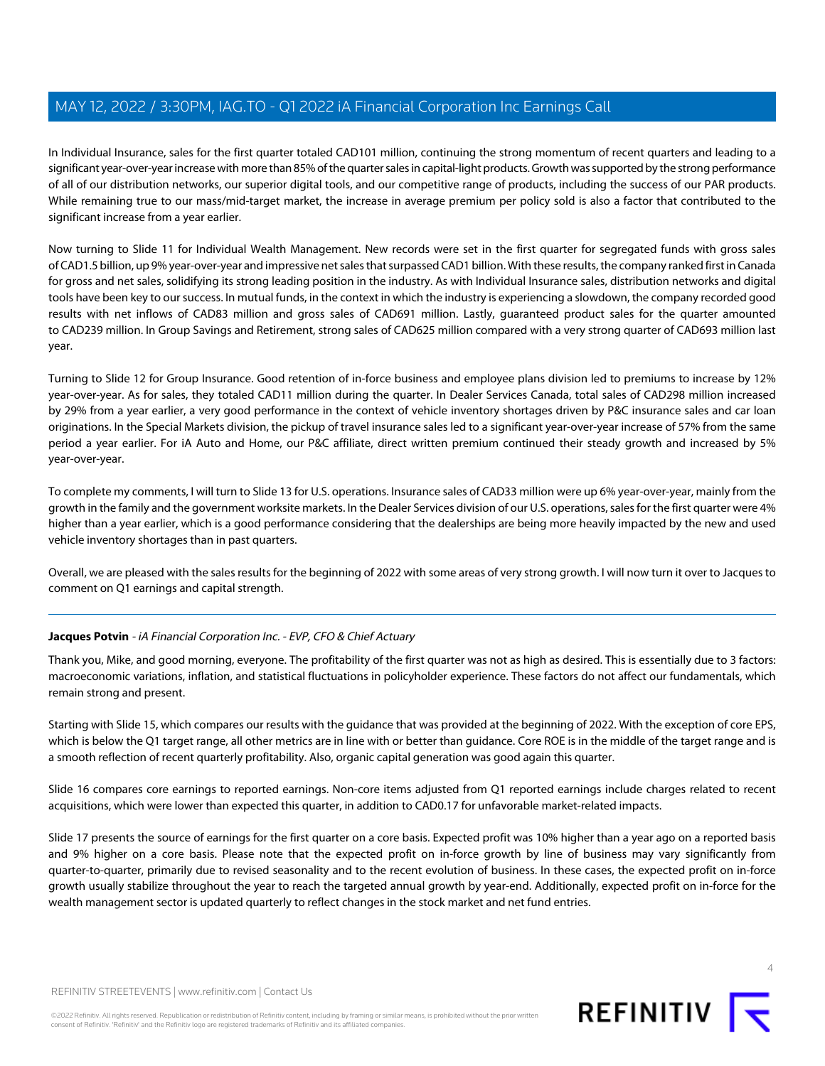In Individual Insurance, sales for the first quarter totaled CAD101 million, continuing the strong momentum of recent quarters and leading to a significant year-over-year increase with more than 85% of the quarter sales in capital-light products. Growth was supported by the strong performance of all of our distribution networks, our superior digital tools, and our competitive range of products, including the success of our PAR products. While remaining true to our mass/mid-target market, the increase in average premium per policy sold is also a factor that contributed to the significant increase from a year earlier.

Now turning to Slide 11 for Individual Wealth Management. New records were set in the first quarter for segregated funds with gross sales of CAD1.5 billion, up 9% year-over-year and impressive net sales that surpassed CAD1 billion. With these results, the company ranked first in Canada for gross and net sales, solidifying its strong leading position in the industry. As with Individual Insurance sales, distribution networks and digital tools have been key to our success. In mutual funds, in the context in which the industry is experiencing a slowdown, the company recorded good results with net inflows of CAD83 million and gross sales of CAD691 million. Lastly, guaranteed product sales for the quarter amounted to CAD239 million. In Group Savings and Retirement, strong sales of CAD625 million compared with a very strong quarter of CAD693 million last year.

Turning to Slide 12 for Group Insurance. Good retention of in-force business and employee plans division led to premiums to increase by 12% year-over-year. As for sales, they totaled CAD11 million during the quarter. In Dealer Services Canada, total sales of CAD298 million increased by 29% from a year earlier, a very good performance in the context of vehicle inventory shortages driven by P&C insurance sales and car loan originations. In the Special Markets division, the pickup of travel insurance sales led to a significant year-over-year increase of 57% from the same period a year earlier. For iA Auto and Home, our P&C affiliate, direct written premium continued their steady growth and increased by 5% year-over-year.

To complete my comments, I will turn to Slide 13 for U.S. operations. Insurance sales of CAD33 million were up 6% year-over-year, mainly from the growth in the family and the government worksite markets. In the Dealer Services division of our U.S. operations, sales for the first quarter were 4% higher than a year earlier, which is a good performance considering that the dealerships are being more heavily impacted by the new and used vehicle inventory shortages than in past quarters.

Overall, we are pleased with the sales results for the beginning of 2022 with some areas of very strong growth. I will now turn it over to Jacques to comment on Q1 earnings and capital strength.

---

**Jacques Potvin** - *iA Financial Corporation Inc. - EVP, CFO & Chief Actuary*

Thank you, Mike, and good morning, everyone. The profitability of the first quarter was not as high as desired. This is essentially due to 3 factors: macroeconomic variations, inflation, and statistical fluctuations in policyholder experience. These factors do not affect our fundamentals, which remain strong and present.

Starting with Slide 15, which compares our results with the guidance that was provided at the beginning of 2022. With the exception of core EPS, which is below the Q1 target range, all other metrics are in line with or better than guidance. Core ROE is in the middle of the target range and is a smooth reflection of recent quarterly profitability. Also, organic capital generation was good again this quarter.

Slide 16 compares core earnings to reported earnings. Non-core items adjusted from Q1 reported earnings include charges related to recent acquisitions, which were lower than expected this quarter, in addition to CAD0.17 for unfavorable market-related impacts.

Slide 17 presents the source of earnings for the first quarter on a core basis. Expected profit was 10% higher than a year ago on a reported basis and 9% higher on a core basis. Please note that the expected profit on in-force growth by line of business may vary significantly from quarter-to-quarter, primarily due to revised seasonality and to the recent evolution of business. In these cases, the expected profit on in-force growth usually stabilize throughout the year to reach the targeted annual growth by year-end. Additionally, expected profit on in-force for the wealth management sector is updated quarterly to reflect changes in the stock market and net fund entries.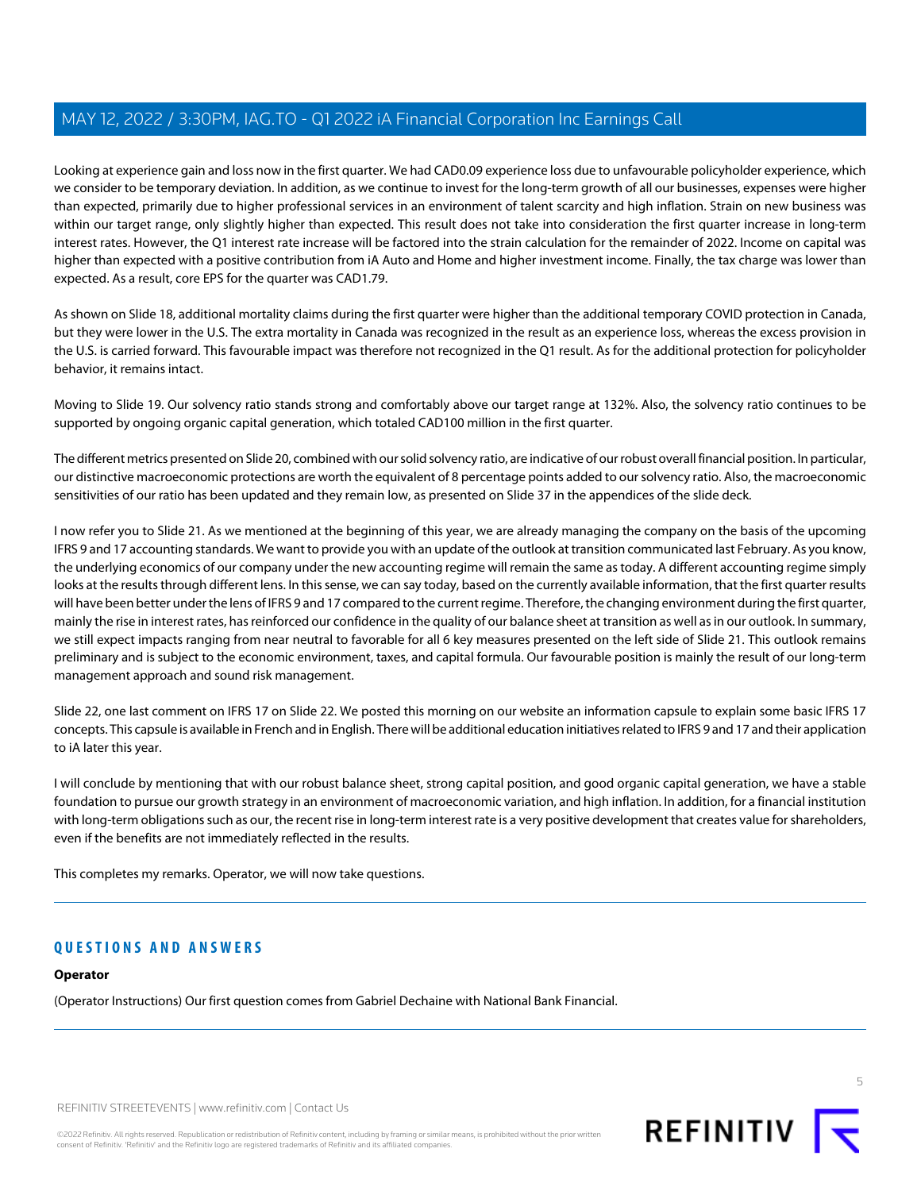Looking at experience gain and loss now in the first quarter. We had CAD0.09 experience loss due to unfavourable policyholder experience, which we consider to be temporary deviation. In addition, as we continue to invest for the long-term growth of all our businesses, expenses were higher than expected, primarily due to higher professional services in an environment of talent scarcity and high inflation. Strain on new business was within our target range, only slightly higher than expected. This result does not take into consideration the first quarter increase in long-term interest rates. However, the Q1 interest rate increase will be factored into the strain calculation for the remainder of 2022. Income on capital was higher than expected with a positive contribution from iA Auto and Home and higher investment income. Finally, the tax charge was lower than expected. As a result, core EPS for the quarter was CAD1.79.

As shown on Slide 18, additional mortality claims during the first quarter were higher than the additional temporary COVID protection in Canada, but they were lower in the U.S. The extra mortality in Canada was recognized in the result as an experience loss, whereas the excess provision in the U.S. is carried forward. This favourable impact was therefore not recognized in the Q1 result. As for the additional protection for policyholder behavior, it remains intact.

Moving to Slide 19. Our solvency ratio stands strong and comfortably above our target range at 132%. Also, the solvency ratio continues to be supported by ongoing organic capital generation, which totaled CAD100 million in the first quarter.

The different metrics presented on Slide 20, combined with our solid solvency ratio, are indicative of our robust overall financial position. In particular, our distinctive macroeconomic protections are worth the equivalent of 8 percentage points added to our solvency ratio. Also, the macroeconomic sensitivities of our ratio has been updated and they remain low, as presented on Slide 37 in the appendices of the slide deck.

I now refer you to Slide 21. As we mentioned at the beginning of this year, we are already managing the company on the basis of the upcoming IFRS 9 and 17 accounting standards. We want to provide you with an update of the outlook at transition communicated last February. As you know, the underlying economics of our company under the new accounting regime will remain the same as today. A different accounting regime simply looks at the results through different lens. In this sense, we can say today, based on the currently available information, that the first quarter results will have been better under the lens of IFRS 9 and 17 compared to the current regime. Therefore, the changing environment during the first quarter, mainly the rise in interest rates, has reinforced our confidence in the quality of our balance sheet at transition as well as in our outlook. In summary, we still expect impacts ranging from near neutral to favorable for all 6 key measures presented on the left side of Slide 21. This outlook remains preliminary and is subject to the economic environment, taxes, and capital formula. Our favourable position is mainly the result of our long-term management approach and sound risk management.

Slide 22, one last comment on IFRS 17 on Slide 22. We posted this morning on our website an information capsule to explain some basic IFRS 17 concepts. This capsule is available in French and in English. There will be additional education initiatives related to IFRS 9 and 17 and their application to iA later this year.

I will conclude by mentioning that with our robust balance sheet, strong capital position, and good organic capital generation, we have a stable foundation to pursue our growth strategy in an environment of macroeconomic variation, and high inflation. In addition, for a financial institution with long-term obligations such as our, the recent rise in long-term interest rate is a very positive development that creates value for shareholders, even if the benefits are not immediately reflected in the results.

This completes my remarks. Operator, we will now take questions.

## QUESTIONS AND ANSWERS

**Operator**

(Operator Instructions) Our first question comes from Gabriel Dechaine with National Bank Financial.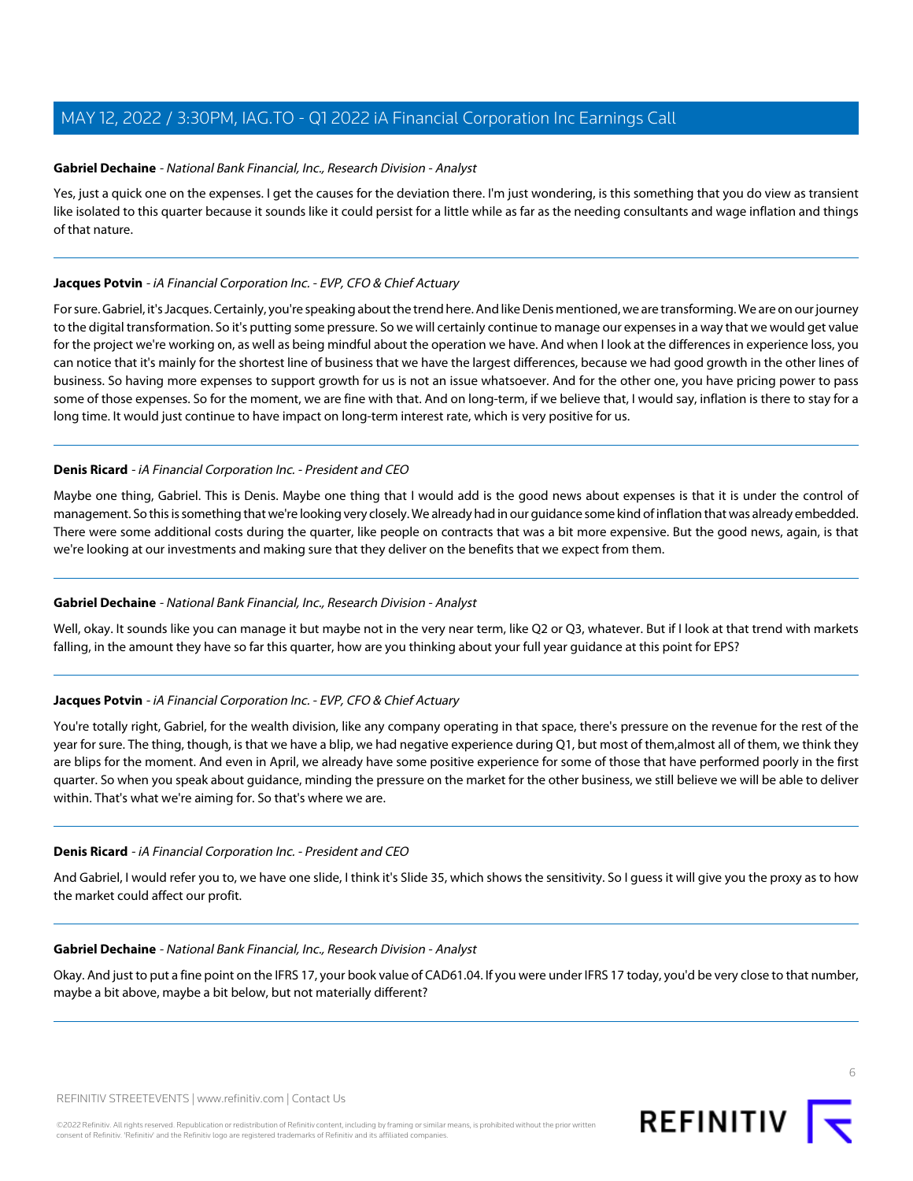**Gabriel Dechaine** - *National Bank Financial, Inc., Research Division - Analyst*

Yes, just a quick one on the expenses. I get the causes for the deviation there. I'm just wondering, is this something that you do view as transient like isolated to this quarter because it sounds like it could persist for a little while as far as the needing consultants and wage inflation and things of that nature.

---

**Jacques Potvin** - *iA Financial Corporation Inc. - EVP, CFO & Chief Actuary*

For sure. Gabriel, it's Jacques. Certainly, you're speaking about the trend here. And like Denis mentioned, we are transforming. We are on our journey to the digital transformation. So it's putting some pressure. So we will certainly continue to manage our expenses in a way that we would get value for the project we're working on, as well as being mindful about the operation we have. And when I look at the differences in experience loss, you can notice that it's mainly for the shortest line of business that we have the largest differences, because we had good growth in the other lines of business. So having more expenses to support growth for us is not an issue whatsoever. And for the other one, you have pricing power to pass some of those expenses. So for the moment, we are fine with that. And on long-term, if we believe that, I would say, inflation is there to stay for a long time. It would just continue to have impact on long-term interest rate, which is very positive for us.

---

**Denis Ricard** - *iA Financial Corporation Inc. - President and CEO*

Maybe one thing, Gabriel. This is Denis. Maybe one thing that I would add is the good news about expenses is that it is under the control of management. So this is something that we're looking very closely. We already had in our guidance some kind of inflation that was already embedded. There were some additional costs during the quarter, like people on contracts that was a bit more expensive. But the good news, again, is that we're looking at our investments and making sure that they deliver on the benefits that we expect from them.

---

**Gabriel Dechaine** - *National Bank Financial, Inc., Research Division - Analyst*

Well, okay. It sounds like you can manage it but maybe not in the very near term, like Q2 or Q3, whatever. But if I look at that trend with markets falling, in the amount they have so far this quarter, how are you thinking about your full year guidance at this point for EPS?

---

**Jacques Potvin** - *iA Financial Corporation Inc. - EVP, CFO & Chief Actuary*

You're totally right, Gabriel, for the wealth division, like any company operating in that space, there's pressure on the revenue for the rest of the year for sure. The thing, though, is that we have a blip, we had negative experience during Q1, but most of them,almost all of them, we think they are blips for the moment. And even in April, we already have some positive experience for some of those that have performed poorly in the first quarter. So when you speak about guidance, minding the pressure on the market for the other business, we still believe we will be able to deliver within. That's what we're aiming for. So that's where we are.

---

**Denis Ricard** - *iA Financial Corporation Inc. - President and CEO*

And Gabriel, I would refer you to, we have one slide, I think it's Slide 35, which shows the sensitivity. So I guess it will give you the proxy as to how the market could affect our profit.

---

**Gabriel Dechaine** - *National Bank Financial, Inc., Research Division - Analyst*

Okay. And just to put a fine point on the IFRS 17, your book value of CAD61.04. If you were under IFRS 17 today, you'd be very close to that number, maybe a bit above, maybe a bit below, but not materially different?

---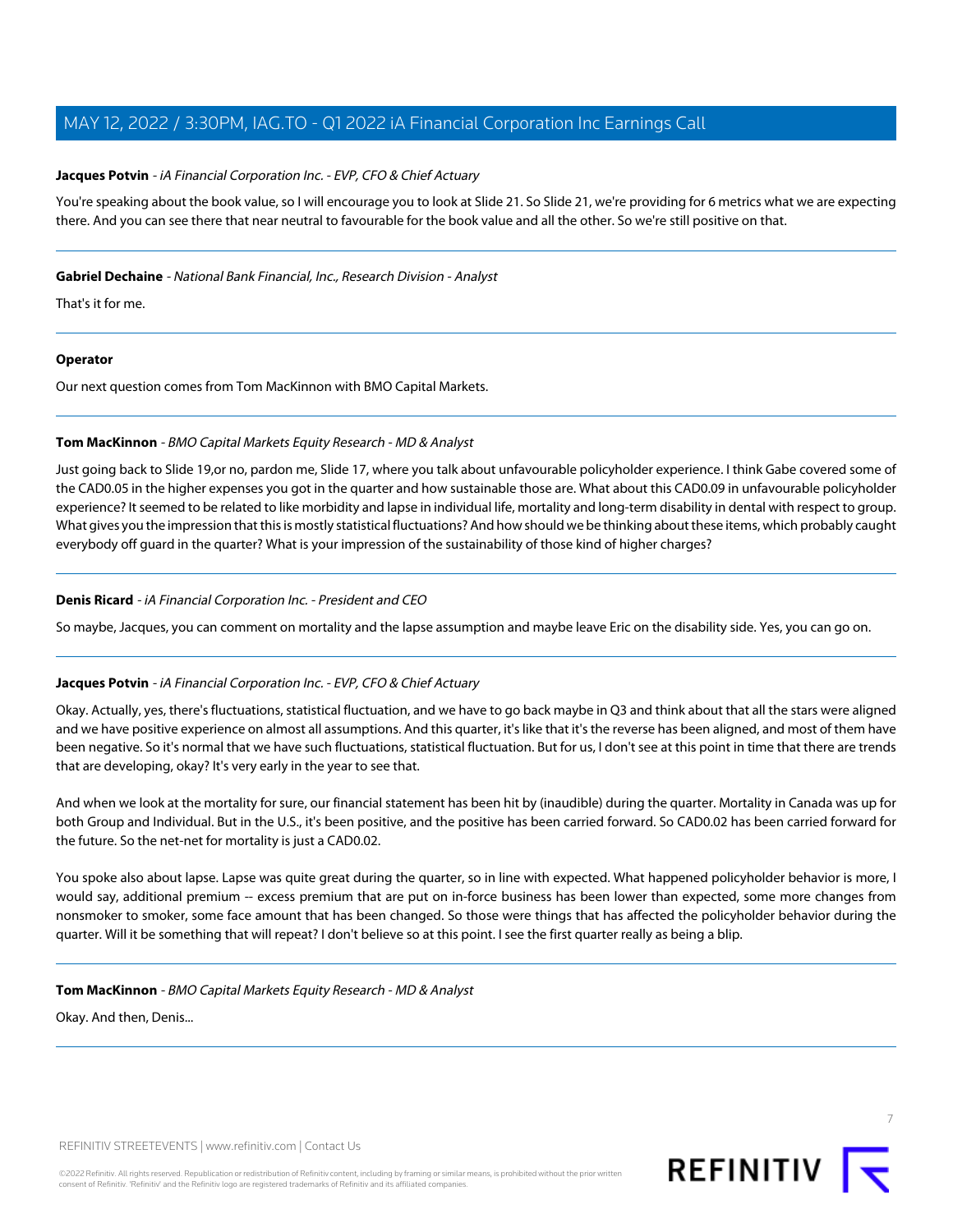**Jacques Potvin** - *iA Financial Corporation Inc. - EVP, CFO & Chief Actuary*

You're speaking about the book value, so I will encourage you to look at Slide 21. So Slide 21, we're providing for 6 metrics what we are expecting there. And you can see there that near neutral to favourable for the book value and all the other. So we're still positive on that.

---

**Gabriel Dechaine** - *National Bank Financial, Inc., Research Division - Analyst*

That's it for me.

---

**Operator**

Our next question comes from Tom MacKinnon with BMO Capital Markets.

---

**Tom MacKinnon** - *BMO Capital Markets Equity Research - MD & Analyst*

Just going back to Slide 19,or no, pardon me, Slide 17, where you talk about unfavourable policyholder experience. I think Gabe covered some of the CAD0.05 in the higher expenses you got in the quarter and how sustainable those are. What about this CAD0.09 in unfavourable policyholder experience? It seemed to be related to like morbidity and lapse in individual life, mortality and long-term disability in dental with respect to group. What gives you the impression that this is mostly statistical fluctuations? And how should we be thinking about these items, which probably caught everybody off guard in the quarter? What is your impression of the sustainability of those kind of higher charges?

---

**Denis Ricard** - *iA Financial Corporation Inc. - President and CEO*

So maybe, Jacques, you can comment on mortality and the lapse assumption and maybe leave Eric on the disability side. Yes, you can go on.

---

**Jacques Potvin** - *iA Financial Corporation Inc. - EVP, CFO & Chief Actuary*

Okay. Actually, yes, there's fluctuations, statistical fluctuation, and we have to go back maybe in Q3 and think about that all the stars were aligned and we have positive experience on almost all assumptions. And this quarter, it's like that it's the reverse has been aligned, and most of them have been negative. So it's normal that we have such fluctuations, statistical fluctuation. But for us, I don't see at this point in time that there are trends that are developing, okay? It's very early in the year to see that.

And when we look at the mortality for sure, our financial statement has been hit by (inaudible) during the quarter. Mortality in Canada was up for both Group and Individual. But in the U.S., it's been positive, and the positive has been carried forward. So CAD0.02 has been carried forward for the future. So the net-net for mortality is just a CAD0.02.

You spoke also about lapse. Lapse was quite great during the quarter, so in line with expected. What happened policyholder behavior is more, I would say, additional premium -- excess premium that are put on in-force business has been lower than expected, some more changes from nonsmoker to smoker, some face amount that has been changed. So those were things that has affected the policyholder behavior during the quarter. Will it be something that will repeat? I don't believe so at this point. I see the first quarter really as being a blip.

---

**Tom MacKinnon** - *BMO Capital Markets Equity Research - MD & Analyst*

Okay. And then, Denis...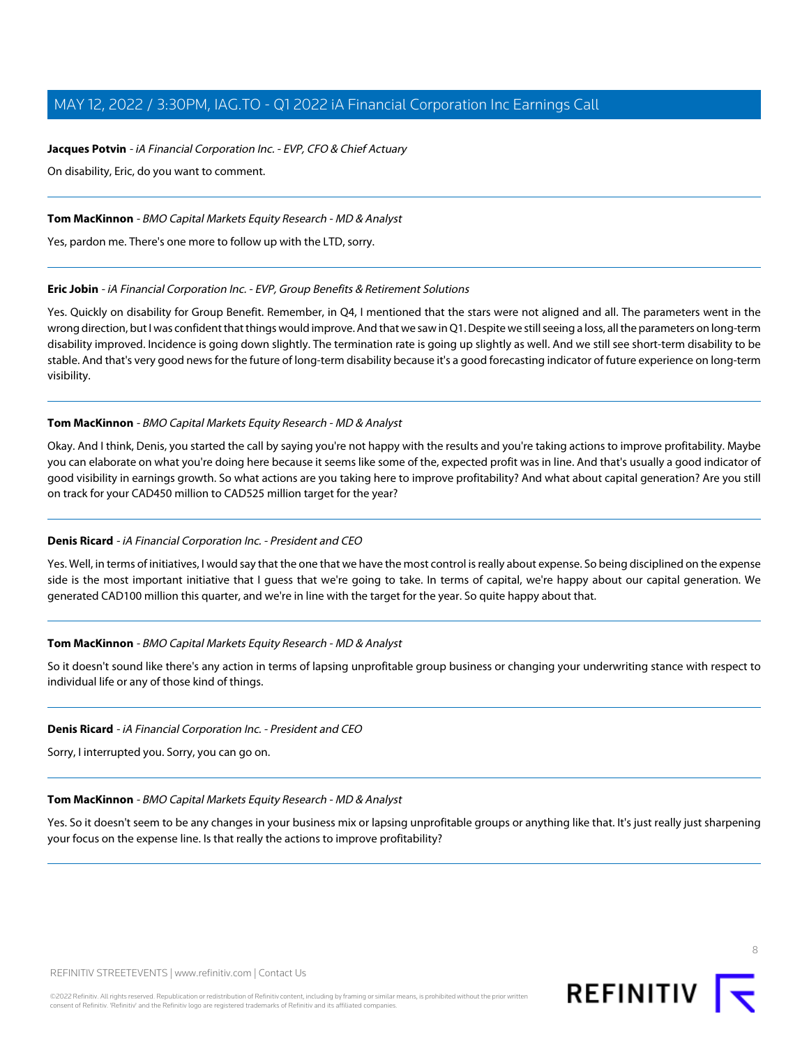**Jacques Potvin** - *iA Financial Corporation Inc. - EVP, CFO & Chief Actuary*

On disability, Eric, do you want to comment.

---

**Tom MacKinnon** - *BMO Capital Markets Equity Research - MD & Analyst*

Yes, pardon me. There's one more to follow up with the LTD, sorry.

---

**Eric Jobin** - *iA Financial Corporation Inc. - EVP, Group Benefits & Retirement Solutions*

Yes. Quickly on disability for Group Benefit. Remember, in Q4, I mentioned that the stars were not aligned and all. The parameters went in the wrong direction, but I was confident that things would improve. And that we saw in Q1. Despite we still seeing a loss, all the parameters on long-term disability improved. Incidence is going down slightly. The termination rate is going up slightly as well. And we still see short-term disability to be stable. And that's very good news for the future of long-term disability because it's a good forecasting indicator of future experience on long-term visibility.

---

**Tom MacKinnon** - *BMO Capital Markets Equity Research - MD & Analyst*

Okay. And I think, Denis, you started the call by saying you're not happy with the results and you're taking actions to improve profitability. Maybe you can elaborate on what you're doing here because it seems like some of the, expected profit was in line. And that's usually a good indicator of good visibility in earnings growth. So what actions are you taking here to improve profitability? And what about capital generation? Are you still on track for your CAD450 million to CAD525 million target for the year?

---

**Denis Ricard** - *iA Financial Corporation Inc. - President and CEO*

Yes. Well, in terms of initiatives, I would say that the one that we have the most control is really about expense. So being disciplined on the expense side is the most important initiative that I guess that we're going to take. In terms of capital, we're happy about our capital generation. We generated CAD100 million this quarter, and we're in line with the target for the year. So quite happy about that.

---

**Tom MacKinnon** - *BMO Capital Markets Equity Research - MD & Analyst*

So it doesn't sound like there's any action in terms of lapsing unprofitable group business or changing your underwriting stance with respect to individual life or any of those kind of things.

---

**Denis Ricard** - *iA Financial Corporation Inc. - President and CEO*

Sorry, I interrupted you. Sorry, you can go on.

---

**Tom MacKinnon** - *BMO Capital Markets Equity Research - MD & Analyst*

Yes. So it doesn't seem to be any changes in your business mix or lapsing unprofitable groups or anything like that. It's just really just sharpening your focus on the expense line. Is that really the actions to improve profitability?

---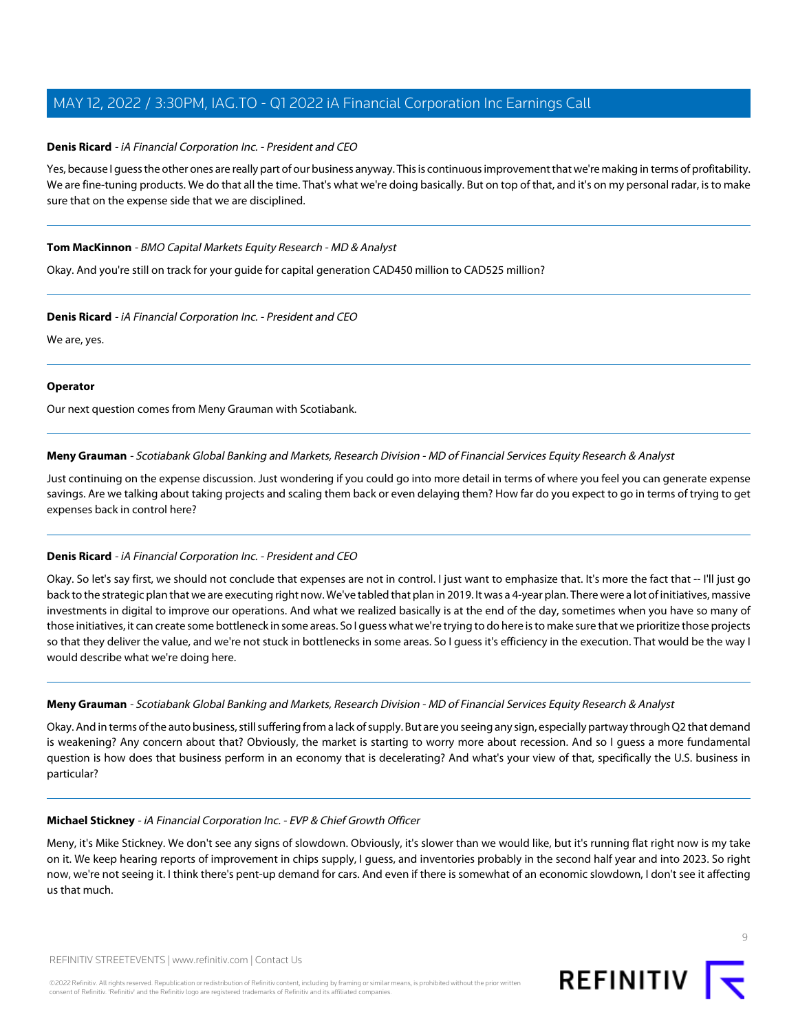**Denis Ricard** - *iA Financial Corporation Inc. - President and CEO*

Yes, because I guess the other ones are really part of our business anyway. This is continuous improvement that we're making in terms of profitability. We are fine-tuning products. We do that all the time. That's what we're doing basically. But on top of that, and it's on my personal radar, is to make sure that on the expense side that we are disciplined.

---

**Tom MacKinnon** - *BMO Capital Markets Equity Research - MD & Analyst*

Okay. And you're still on track for your guide for capital generation CAD450 million to CAD525 million?

---

**Denis Ricard** - *iA Financial Corporation Inc. - President and CEO*

We are, yes.

---

**Operator**

Our next question comes from Meny Grauman with Scotiabank.

---

**Meny Grauman** - *Scotiabank Global Banking and Markets, Research Division - MD of Financial Services Equity Research & Analyst*

Just continuing on the expense discussion. Just wondering if you could go into more detail in terms of where you feel you can generate expense savings. Are we talking about taking projects and scaling them back or even delaying them? How far do you expect to go in terms of trying to get expenses back in control here?

---

**Denis Ricard** - *iA Financial Corporation Inc. - President and CEO*

Okay. So let's say first, we should not conclude that expenses are not in control. I just want to emphasize that. It's more the fact that -- I'll just go back to the strategic plan that we are executing right now. We've tabled that plan in 2019. It was a 4-year plan. There were a lot of initiatives, massive investments in digital to improve our operations. And what we realized basically is at the end of the day, sometimes when you have so many of those initiatives, it can create some bottleneck in some areas. So I guess what we're trying to do here is to make sure that we prioritize those projects so that they deliver the value, and we're not stuck in bottlenecks in some areas. So I guess it's efficiency in the execution. That would be the way I would describe what we're doing here.

---

**Meny Grauman** - *Scotiabank Global Banking and Markets, Research Division - MD of Financial Services Equity Research & Analyst*

Okay. And in terms of the auto business, still suffering from a lack of supply. But are you seeing any sign, especially partway through Q2 that demand is weakening? Any concern about that? Obviously, the market is starting to worry more about recession. And so I guess a more fundamental question is how does that business perform in an economy that is decelerating? And what's your view of that, specifically the U.S. business in particular?

---

**Michael Stickney** - *iA Financial Corporation Inc. - EVP & Chief Growth Officer*

Meny, it's Mike Stickney. We don't see any signs of slowdown. Obviously, it's slower than we would like, but it's running flat right now is my take on it. We keep hearing reports of improvement in chips supply, I guess, and inventories probably in the second half year and into 2023. So right now, we're not seeing it. I think there's pent-up demand for cars. And even if there is somewhat of an economic slowdown, I don't see it affecting us that much.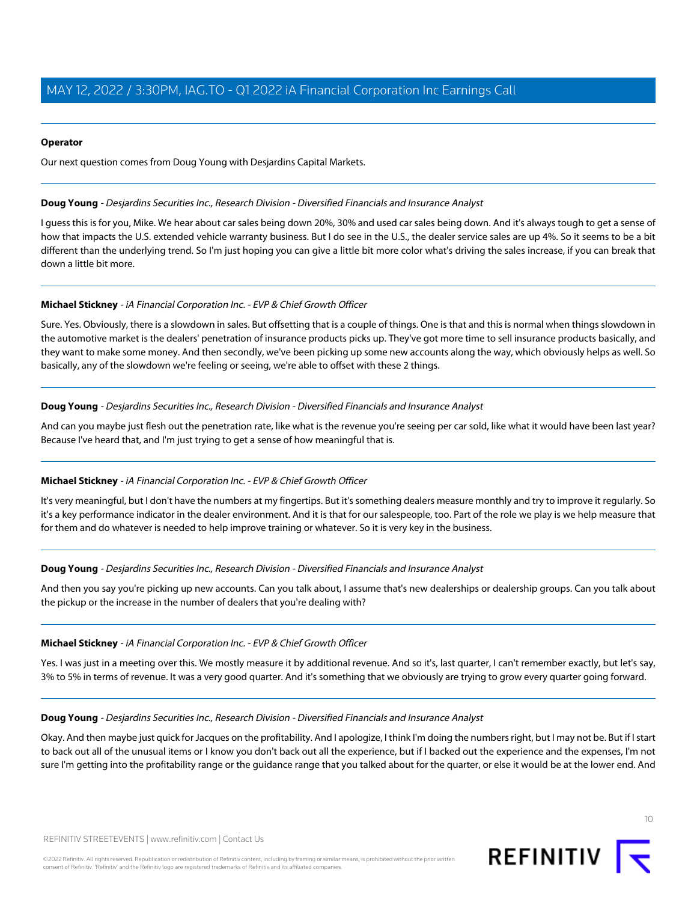**Operator**

Our next question comes from Doug Young with Desjardins Capital Markets.

---

**Doug Young** - *Desjardins Securities Inc., Research Division - Diversified Financials and Insurance Analyst*

I guess this is for you, Mike. We hear about car sales being down 20%, 30% and used car sales being down. And it's always tough to get a sense of how that impacts the U.S. extended vehicle warranty business. But I do see in the U.S., the dealer service sales are up 4%. So it seems to be a bit different than the underlying trend. So I'm just hoping you can give a little bit more color what's driving the sales increase, if you can break that down a little bit more.

---

**Michael Stickney** - *iA Financial Corporation Inc. - EVP & Chief Growth Officer*

Sure. Yes. Obviously, there is a slowdown in sales. But offsetting that is a couple of things. One is that and this is normal when things slowdown in the automotive market is the dealers' penetration of insurance products picks up. They've got more time to sell insurance products basically, and they want to make some money. And then secondly, we've been picking up some new accounts along the way, which obviously helps as well. So basically, any of the slowdown we're feeling or seeing, we're able to offset with these 2 things.

---

**Doug Young** - *Desjardins Securities Inc., Research Division - Diversified Financials and Insurance Analyst*

And can you maybe just flesh out the penetration rate, like what is the revenue you're seeing per car sold, like what it would have been last year? Because I've heard that, and I'm just trying to get a sense of how meaningful that is.

---

**Michael Stickney** - *iA Financial Corporation Inc. - EVP & Chief Growth Officer*

It's very meaningful, but I don't have the numbers at my fingertips. But it's something dealers measure monthly and try to improve it regularly. So it's a key performance indicator in the dealer environment. And it is that for our salespeople, too. Part of the role we play is we help measure that for them and do whatever is needed to help improve training or whatever. So it is very key in the business.

---

**Doug Young** - *Desjardins Securities Inc., Research Division - Diversified Financials and Insurance Analyst*

And then you say you're picking up new accounts. Can you talk about, I assume that's new dealerships or dealership groups. Can you talk about the pickup or the increase in the number of dealers that you're dealing with?

---

**Michael Stickney** - *iA Financial Corporation Inc. - EVP & Chief Growth Officer*

Yes. I was just in a meeting over this. We mostly measure it by additional revenue. And so it's, last quarter, I can't remember exactly, but let's say, 3% to 5% in terms of revenue. It was a very good quarter. And it's something that we obviously are trying to grow every quarter going forward.

---

**Doug Young** - *Desjardins Securities Inc., Research Division - Diversified Financials and Insurance Analyst*

Okay. And then maybe just quick for Jacques on the profitability. And I apologize, I think I'm doing the numbers right, but I may not be. But if I start to back out all of the unusual items or I know you don't back out all the experience, but if I backed out the experience and the expenses, I'm not sure I'm getting into the profitability range or the guidance range that you talked about for the quarter, or else it would be at the lower end. And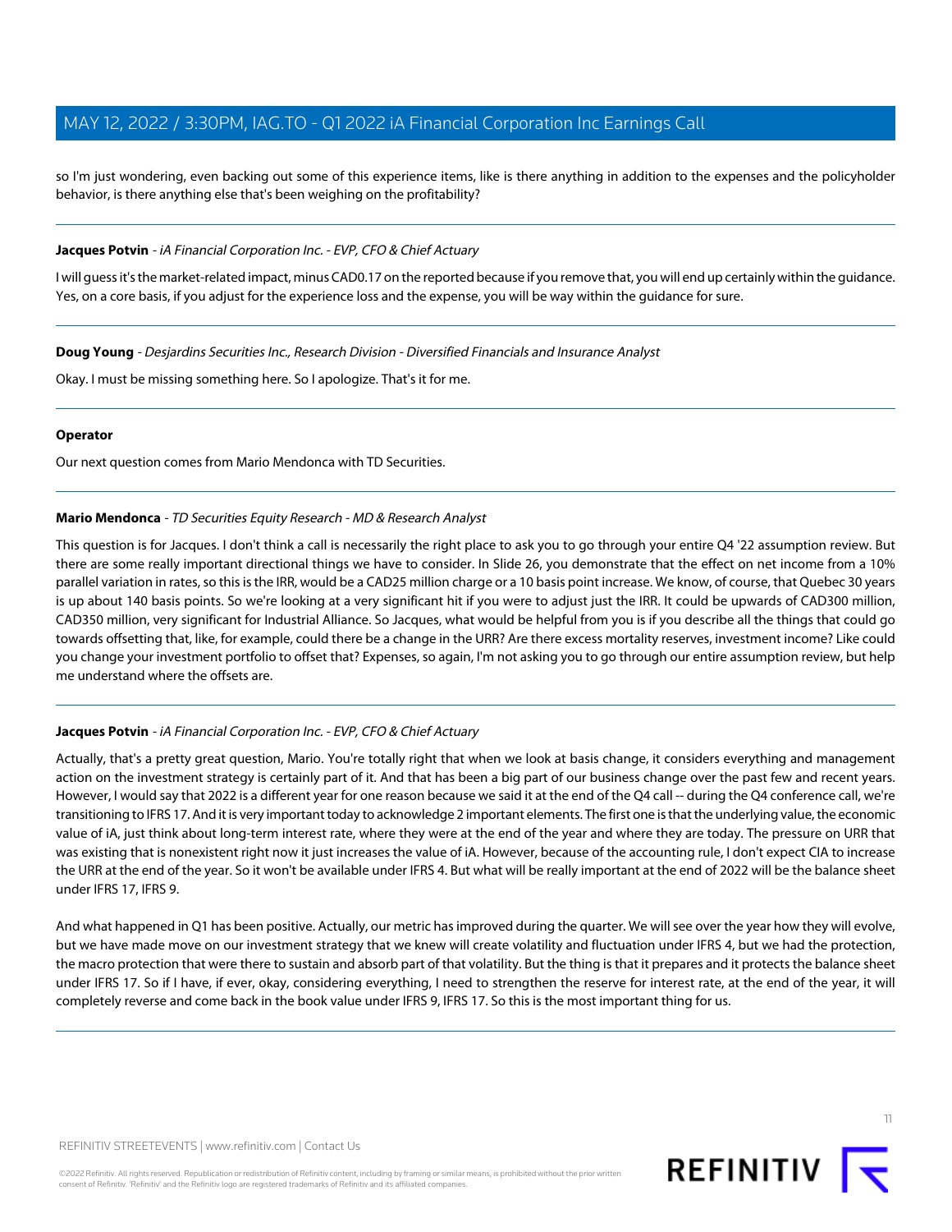so I'm just wondering, even backing out some of this experience items, like is there anything in addition to the expenses and the policyholder behavior, is there anything else that's been weighing on the profitability?

---

**Jacques Potvin** - *iA Financial Corporation Inc. - EVP, CFO & Chief Actuary*

I will guess it's the market-related impact, minus CAD0.17 on the reported because if you remove that, you will end up certainly within the guidance. Yes, on a core basis, if you adjust for the experience loss and the expense, you will be way within the guidance for sure.

---

**Doug Young** - *Desjardins Securities Inc., Research Division - Diversified Financials and Insurance Analyst*

Okay. I must be missing something here. So I apologize. That's it for me.

---

**Operator**

Our next question comes from Mario Mendonca with TD Securities.

---

**Mario Mendonca** - *TD Securities Equity Research - MD & Research Analyst*

This question is for Jacques. I don't think a call is necessarily the right place to ask you to go through your entire Q4 '22 assumption review. But there are some really important directional things we have to consider. In Slide 26, you demonstrate that the effect on net income from a 10% parallel variation in rates, so this is the IRR, would be a CAD25 million charge or a 10 basis point increase. We know, of course, that Quebec 30 years is up about 140 basis points. So we're looking at a very significant hit if you were to adjust just the IRR. It could be upwards of CAD300 million, CAD350 million, very significant for Industrial Alliance. So Jacques, what would be helpful from you is if you describe all the things that could go towards offsetting that, like, for example, could there be a change in the URR? Are there excess mortality reserves, investment income? Like could you change your investment portfolio to offset that? Expenses, so again, I'm not asking you to go through our entire assumption review, but help me understand where the offsets are.

---

**Jacques Potvin** - *iA Financial Corporation Inc. - EVP, CFO & Chief Actuary*

Actually, that's a pretty great question, Mario. You're totally right that when we look at basis change, it considers everything and management action on the investment strategy is certainly part of it. And that has been a big part of our business change over the past few and recent years. However, I would say that 2022 is a different year for one reason because we said it at the end of the Q4 call -- during the Q4 conference call, we're transitioning to IFRS 17. And it is very important today to acknowledge 2 important elements. The first one is that the underlying value, the economic value of iA, just think about long-term interest rate, where they were at the end of the year and where they are today. The pressure on URR that was existing that is nonexistent right now it just increases the value of iA. However, because of the accounting rule, I don't expect CIA to increase the URR at the end of the year. So it won't be available under IFRS 4. But what will be really important at the end of 2022 will be the balance sheet under IFRS 17, IFRS 9.

And what happened in Q1 has been positive. Actually, our metric has improved during the quarter. We will see over the year how they will evolve, but we have made move on our investment strategy that we knew will create volatility and fluctuation under IFRS 4, but we had the protection, the macro protection that were there to sustain and absorb part of that volatility. But the thing is that it prepares and it protects the balance sheet under IFRS 17. So if I have, if ever, okay, considering everything, I need to strengthen the reserve for interest rate, at the end of the year, it will completely reverse and come back in the book value under IFRS 9, IFRS 17. So this is the most important thing for us.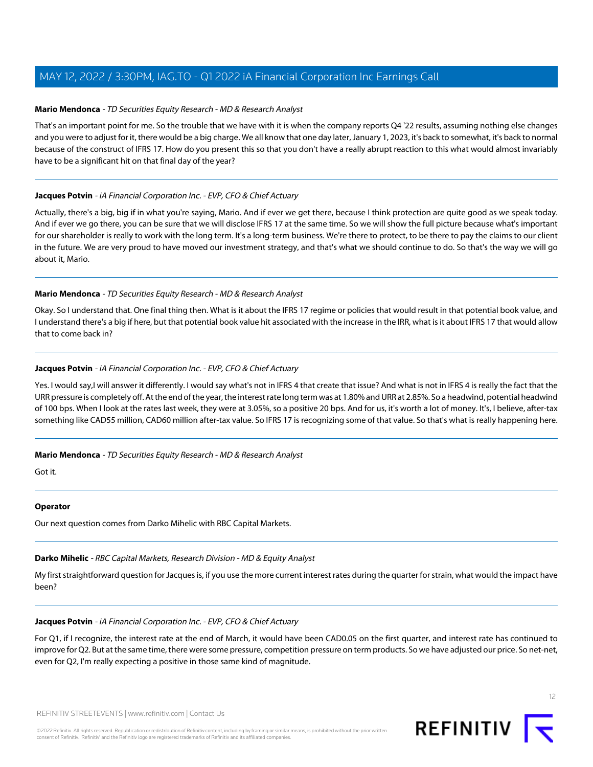**Mario Mendonca** - *TD Securities Equity Research - MD & Research Analyst*

That's an important point for me. So the trouble that we have with it is when the company reports Q4 '22 results, assuming nothing else changes and you were to adjust for it, there would be a big charge. We all know that one day later, January 1, 2023, it's back to somewhat, it's back to normal because of the construct of IFRS 17. How do you present this so that you don't have a really abrupt reaction to this what would almost invariably have to be a significant hit on that final day of the year?

---

**Jacques Potvin** - *iA Financial Corporation Inc. - EVP, CFO & Chief Actuary*

Actually, there's a big, big if in what you're saying, Mario. And if ever we get there, because I think protection are quite good as we speak today. And if ever we go there, you can be sure that we will disclose IFRS 17 at the same time. So we will show the full picture because what's important for our shareholder is really to work with the long term. It's a long-term business. We're there to protect, to be there to pay the claims to our client in the future. We are very proud to have moved our investment strategy, and that's what we should continue to do. So that's the way we will go about it, Mario.

---

**Mario Mendonca** - *TD Securities Equity Research - MD & Research Analyst*

Okay. So I understand that. One final thing then. What is it about the IFRS 17 regime or policies that would result in that potential book value, and I understand there's a big if here, but that potential book value hit associated with the increase in the IRR, what is it about IFRS 17 that would allow that to come back in?

---

**Jacques Potvin** - *iA Financial Corporation Inc. - EVP, CFO & Chief Actuary*

Yes. I would say,I will answer it differently. I would say what's not in IFRS 4 that create that issue? And what is not in IFRS 4 is really the fact that the URR pressure is completely off. At the end of the year, the interest rate long term was at 1.80% and URR at 2.85%. So a headwind, potential headwind of 100 bps. When I look at the rates last week, they were at 3.05%, so a positive 20 bps. And for us, it's worth a lot of money. It's, I believe, after-tax something like CAD55 million, CAD60 million after-tax value. So IFRS 17 is recognizing some of that value. So that's what is really happening here.

---

**Mario Mendonca** - *TD Securities Equity Research - MD & Research Analyst*

Got it.

---

**Operator**

Our next question comes from Darko Mihelic with RBC Capital Markets.

---

**Darko Mihelic** - *RBC Capital Markets, Research Division - MD & Equity Analyst*

My first straightforward question for Jacques is, if you use the more current interest rates during the quarter for strain, what would the impact have been?

---

**Jacques Potvin** - *iA Financial Corporation Inc. - EVP, CFO & Chief Actuary*

For Q1, if I recognize, the interest rate at the end of March, it would have been CAD0.05 on the first quarter, and interest rate has continued to improve for Q2. But at the same time, there were some pressure, competition pressure on term products. So we have adjusted our price. So net-net, even for Q2, I'm really expecting a positive in those same kind of magnitude.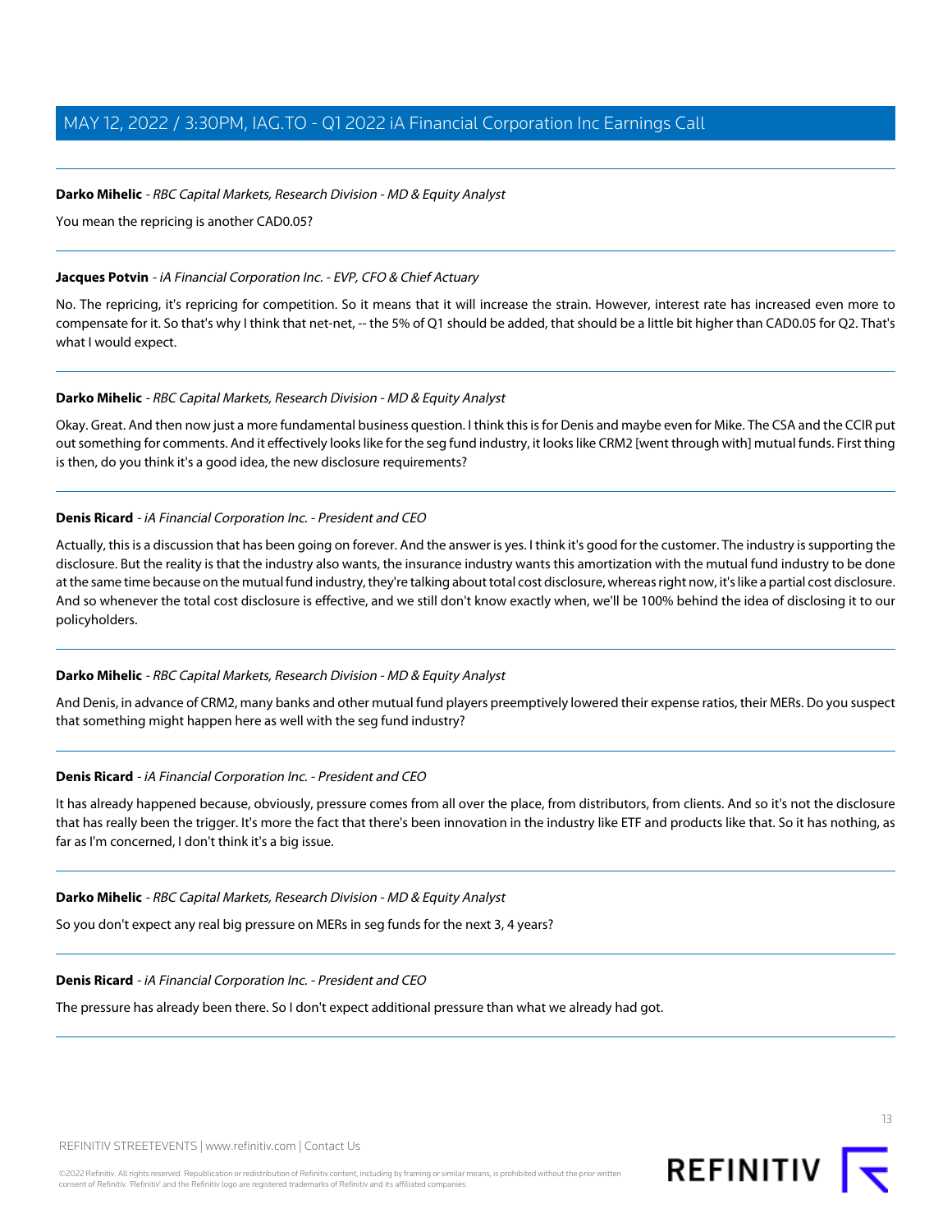**Darko Mihelic** - *RBC Capital Markets, Research Division - MD & Equity Analyst*

You mean the repricing is another CAD0.05?

---

**Jacques Potvin** - *iA Financial Corporation Inc. - EVP, CFO & Chief Actuary*

No. The repricing, it's repricing for competition. So it means that it will increase the strain. However, interest rate has increased even more to compensate for it. So that's why I think that net-net, -- the 5% of Q1 should be added, that should be a little bit higher than CAD0.05 for Q2. That's what I would expect.

---

**Darko Mihelic** - *RBC Capital Markets, Research Division - MD & Equity Analyst*

Okay. Great. And then now just a more fundamental business question. I think this is for Denis and maybe even for Mike. The CSA and the CCIR put out something for comments. And it effectively looks like for the seg fund industry, it looks like CRM2 [went through with] mutual funds. First thing is then, do you think it's a good idea, the new disclosure requirements?

---

**Denis Ricard** - *iA Financial Corporation Inc. - President and CEO*

Actually, this is a discussion that has been going on forever. And the answer is yes. I think it's good for the customer. The industry is supporting the disclosure. But the reality is that the industry also wants, the insurance industry wants this amortization with the mutual fund industry to be done at the same time because on the mutual fund industry, they're talking about total cost disclosure, whereas right now, it's like a partial cost disclosure. And so whenever the total cost disclosure is effective, and we still don't know exactly when, we'll be 100% behind the idea of disclosing it to our policyholders.

---

**Darko Mihelic** - *RBC Capital Markets, Research Division - MD & Equity Analyst*

And Denis, in advance of CRM2, many banks and other mutual fund players preemptively lowered their expense ratios, their MERs. Do you suspect that something might happen here as well with the seg fund industry?

---

**Denis Ricard** - *iA Financial Corporation Inc. - President and CEO*

It has already happened because, obviously, pressure comes from all over the place, from distributors, from clients. And so it's not the disclosure that has really been the trigger. It's more the fact that there's been innovation in the industry like ETF and products like that. So it has nothing, as far as I'm concerned, I don't think it's a big issue.

---

**Darko Mihelic** - *RBC Capital Markets, Research Division - MD & Equity Analyst*

So you don't expect any real big pressure on MERs in seg funds for the next 3, 4 years?

---

**Denis Ricard** - *iA Financial Corporation Inc. - President and CEO*

The pressure has already been there. So I don't expect additional pressure than what we already had got.

---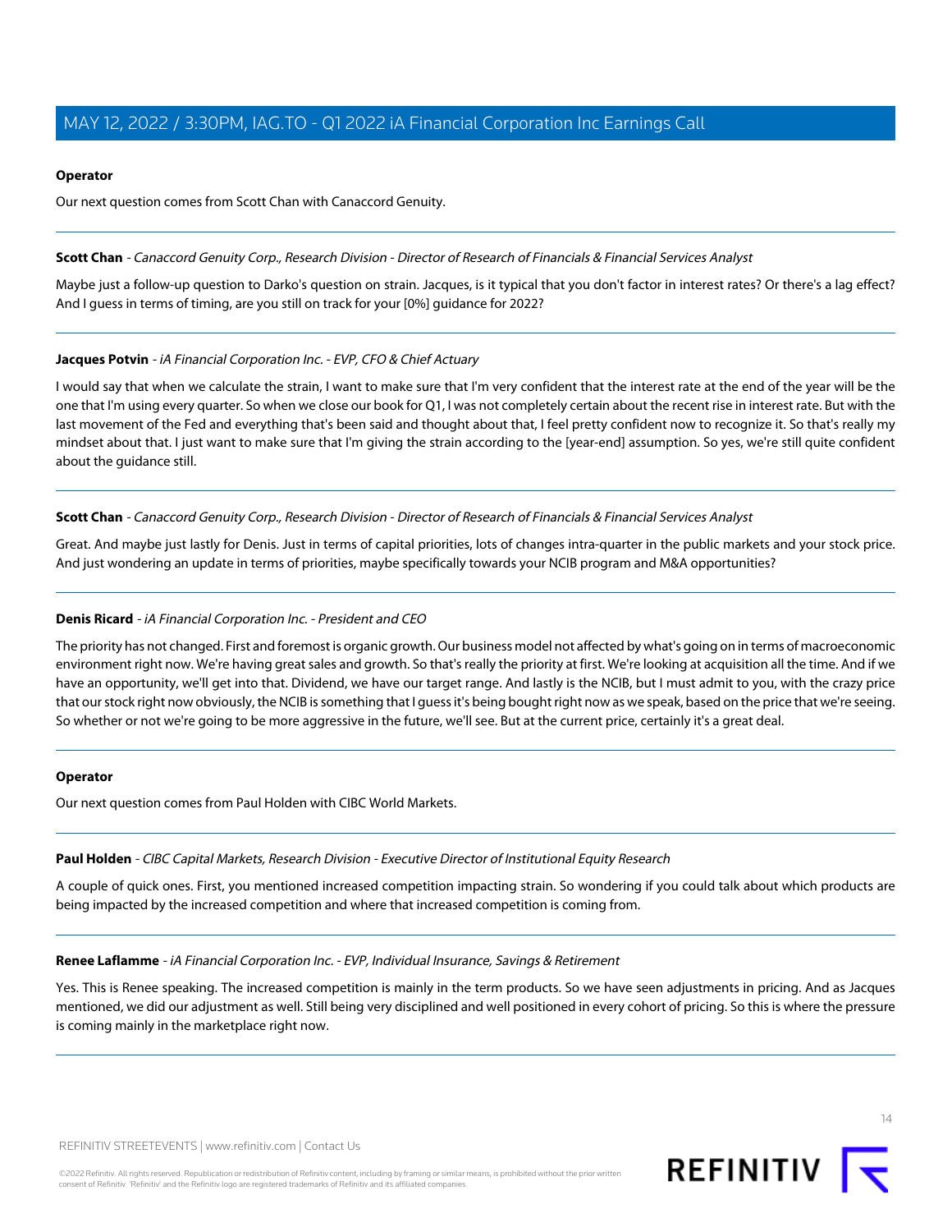**Operator**

Our next question comes from Scott Chan with Canaccord Genuity.

---

**Scott Chan** - *Canaccord Genuity Corp., Research Division - Director of Research of Financials & Financial Services Analyst*

Maybe just a follow-up question to Darko's question on strain. Jacques, is it typical that you don't factor in interest rates? Or there's a lag effect? And I guess in terms of timing, are you still on track for your [0%] guidance for 2022?

---

**Jacques Potvin** - *iA Financial Corporation Inc. - EVP, CFO & Chief Actuary*

I would say that when we calculate the strain, I want to make sure that I'm very confident that the interest rate at the end of the year will be the one that I'm using every quarter. So when we close our book for Q1, I was not completely certain about the recent rise in interest rate. But with the last movement of the Fed and everything that's been said and thought about that, I feel pretty confident now to recognize it. So that's really my mindset about that. I just want to make sure that I'm giving the strain according to the [year-end] assumption. So yes, we're still quite confident about the guidance still.

---

**Scott Chan** - *Canaccord Genuity Corp., Research Division - Director of Research of Financials & Financial Services Analyst*

Great. And maybe just lastly for Denis. Just in terms of capital priorities, lots of changes intra-quarter in the public markets and your stock price. And just wondering an update in terms of priorities, maybe specifically towards your NCIB program and M&A opportunities?

---

**Denis Ricard** - *iA Financial Corporation Inc. - President and CEO*

The priority has not changed. First and foremost is organic growth. Our business model not affected by what's going on in terms of macroeconomic environment right now. We're having great sales and growth. So that's really the priority at first. We're looking at acquisition all the time. And if we have an opportunity, we'll get into that. Dividend, we have our target range. And lastly is the NCIB, but I must admit to you, with the crazy price that our stock right now obviously, the NCIB is something that I guess it's being bought right now as we speak, based on the price that we're seeing. So whether or not we're going to be more aggressive in the future, we'll see. But at the current price, certainly it's a great deal.

---

**Operator**

Our next question comes from Paul Holden with CIBC World Markets.

---

**Paul Holden** - *CIBC Capital Markets, Research Division - Executive Director of Institutional Equity Research*

A couple of quick ones. First, you mentioned increased competition impacting strain. So wondering if you could talk about which products are being impacted by the increased competition and where that increased competition is coming from.

---

**Renee Laflamme** - *iA Financial Corporation Inc. - EVP, Individual Insurance, Savings & Retirement*

Yes. This is Renee speaking. The increased competition is mainly in the term products. So we have seen adjustments in pricing. And as Jacques mentioned, we did our adjustment as well. Still being very disciplined and well positioned in every cohort of pricing. So this is where the pressure is coming mainly in the marketplace right now.

---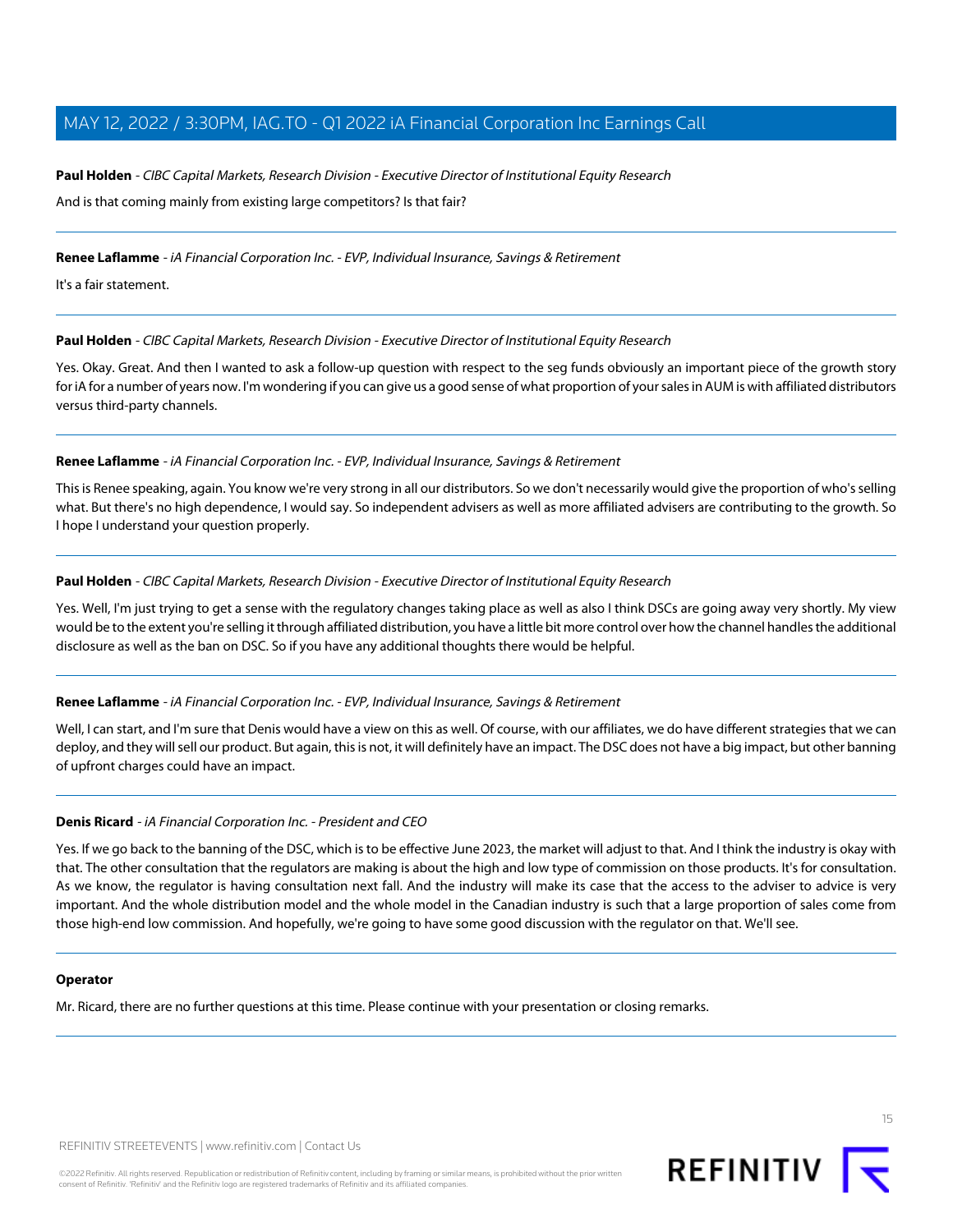**Paul Holden** - *CIBC Capital Markets, Research Division - Executive Director of Institutional Equity Research*

And is that coming mainly from existing large competitors? Is that fair?

---

**Renee Laflamme** - *iA Financial Corporation Inc. - EVP, Individual Insurance, Savings & Retirement*

It's a fair statement.

---

**Paul Holden** - *CIBC Capital Markets, Research Division - Executive Director of Institutional Equity Research*

Yes. Okay. Great. And then I wanted to ask a follow-up question with respect to the seg funds obviously an important piece of the growth story for iA for a number of years now. I'm wondering if you can give us a good sense of what proportion of your sales in AUM is with affiliated distributors versus third-party channels.

---

**Renee Laflamme** - *iA Financial Corporation Inc. - EVP, Individual Insurance, Savings & Retirement*

This is Renee speaking, again. You know we're very strong in all our distributors. So we don't necessarily would give the proportion of who's selling what. But there's no high dependence, I would say. So independent advisers as well as more affiliated advisers are contributing to the growth. So I hope I understand your question properly.

---

**Paul Holden** - *CIBC Capital Markets, Research Division - Executive Director of Institutional Equity Research*

Yes. Well, I'm just trying to get a sense with the regulatory changes taking place as well as also I think DSCs are going away very shortly. My view would be to the extent you're selling it through affiliated distribution, you have a little bit more control over how the channel handles the additional disclosure as well as the ban on DSC. So if you have any additional thoughts there would be helpful.

---

**Renee Laflamme** - *iA Financial Corporation Inc. - EVP, Individual Insurance, Savings & Retirement*

Well, I can start, and I'm sure that Denis would have a view on this as well. Of course, with our affiliates, we do have different strategies that we can deploy, and they will sell our product. But again, this is not, it will definitely have an impact. The DSC does not have a big impact, but other banning of upfront charges could have an impact.

---

**Denis Ricard** - *iA Financial Corporation Inc. - President and CEO*

Yes. If we go back to the banning of the DSC, which is to be effective June 2023, the market will adjust to that. And I think the industry is okay with that. The other consultation that the regulators are making is about the high and low type of commission on those products. It's for consultation. As we know, the regulator is having consultation next fall. And the industry will make its case that the access to the adviser to advice is very important. And the whole distribution model and the whole model in the Canadian industry is such that a large proportion of sales come from those high-end low commission. And hopefully, we're going to have some good discussion with the regulator on that. We'll see.

---

**Operator**

Mr. Ricard, there are no further questions at this time. Please continue with your presentation or closing remarks.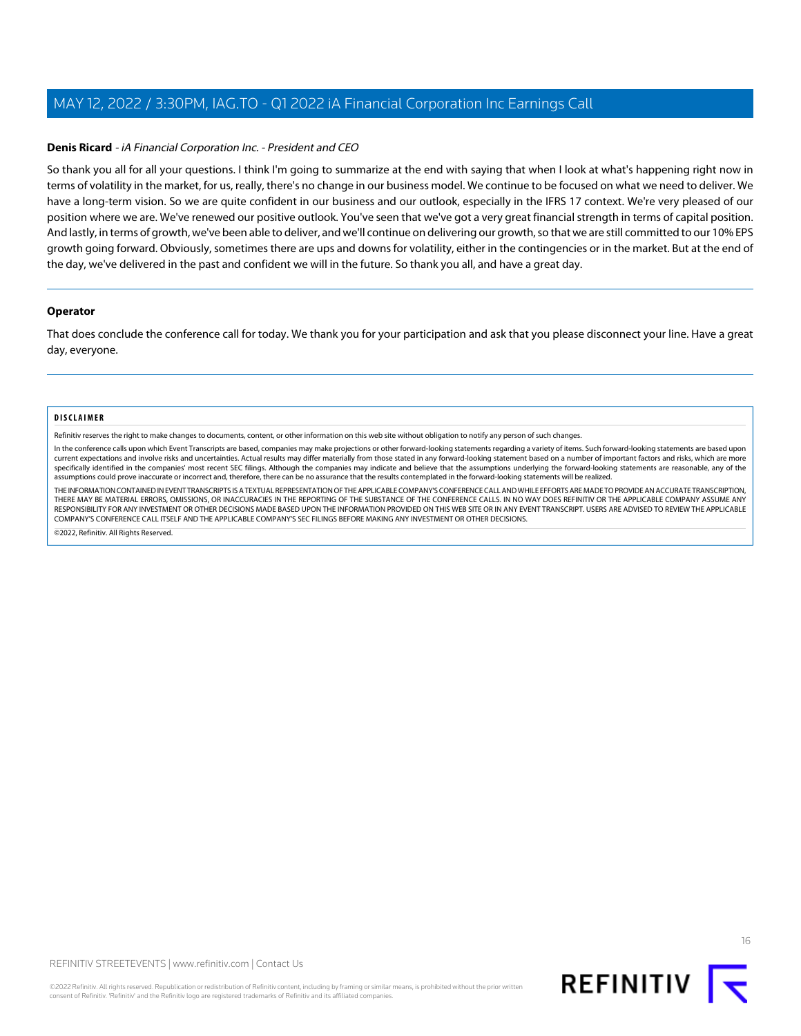**Denis Ricard** - *iA Financial Corporation Inc. - President and CEO*

So thank you all for all your questions. I think I'm going to summarize at the end with saying that when I look at what's happening right now in terms of volatility in the market, for us, really, there's no change in our business model. We continue to be focused on what we need to deliver. We have a long-term vision. So we are quite confident in our business and our outlook, especially in the IFRS 17 context. We're very pleased of our position where we are. We've renewed our positive outlook. You've seen that we've got a very great financial strength in terms of capital position. And lastly, in terms of growth, we've been able to deliver, and we'll continue on delivering our growth, so that we are still committed to our 10% EPS growth going forward. Obviously, sometimes there are ups and downs for volatility, either in the contingencies or in the market. But at the end of the day, we've delivered in the past and confident we will in the future. So thank you all, and have a great day.

---

**Operator**

That does conclude the conference call for today. We thank you for your participation and ask that you please disconnect your line. Have a great day, everyone.

---

**DISCLAIMER**

Refinitiv reserves the right to make changes to documents, content, or other information on this web site without obligation to notify any person of such changes.

In the conference calls upon which Event Transcripts are based, companies may make projections or other forward-looking statements regarding a variety of items. Such forward-looking statements are based upon current expectations and involve risks and uncertainties. Actual results may differ materially from those stated in any forward-looking statement based on a number of important factors and risks, which are more specifically identified in the companies' most recent SEC filings. Although the companies may indicate and believe that the assumptions underlying the forward-looking statements are reasonable, any of the assumptions could prove inaccurate or incorrect and, therefore, there can be no assurance that the results contemplated in the forward-looking statements will be realized.

THE INFORMATION CONTAINED IN EVENT TRANSCRIPTS IS A TEXTUAL REPRESENTATION OF THE APPLICABLE COMPANY'S CONFERENCE CALL AND WHILE EFFORTS ARE MADE TO PROVIDE AN ACCURATE TRANSCRIPTION, THERE MAY BE MATERIAL ERRORS, OMISSIONS, OR INACCURACIES IN THE REPORTING OF THE SUBSTANCE OF THE CONFERENCE CALLS. IN NO WAY DOES REFINITIV OR THE APPLICABLE COMPANY ASSUME ANY RESPONSIBILITY FOR ANY INVESTMENT OR OTHER DECISIONS MADE BASED UPON THE INFORMATION PROVIDED ON THIS WEB SITE OR IN ANY EVENT TRANSCRIPT. USERS ARE ADVISED TO REVIEW THE APPLICABLE COMPANY'S CONFERENCE CALL ITSELF AND THE APPLICABLE COMPANY'S SEC FILINGS BEFORE MAKING ANY INVESTMENT OR OTHER DECISIONS.

©2022, Refinitiv. All Rights Reserved.